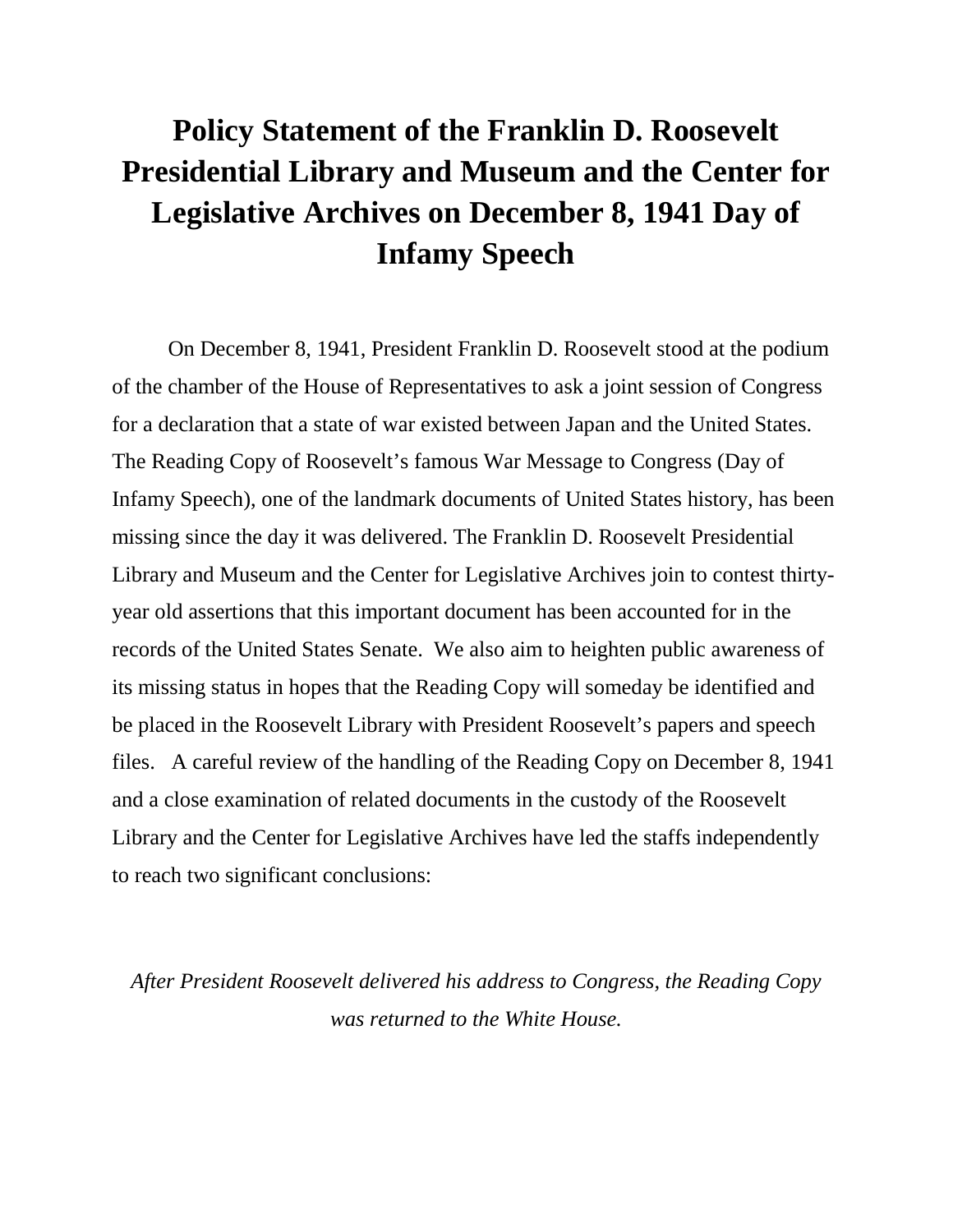# Policy Statement of the Franklin D. Roosevelt Presidential Library and Museum and the Center for Legislative Archives on December 8, 1941 Day of Infamy Speech

On December 8, 1941, President Franklin D. Roosevelt stood at the podium of the chamber of the House of Representatives to ask a joint session of Congress for a declaration that a state of war existed between Japan and the United States. The Reading Copy of Roosevelt's famous War Message to Congress (Day of Infamy Speech), one of the landmark documents of United States history, has been missing since the day it was delivered. The Franklin D. Roosevelt Presidential Library and Museum and the Center for Legislative Archives join to contest thirty-year old assertions that this important document has been accounted for in the records of the United States Senate. We also aim to heighten public awareness of its missing status in hopes that the Reading Copy will someday be identified and be placed in the Roosevelt Library with President Roosevelt's papers and speech files. A careful review of the handling of the Reading Copy on December 8, 1941 and a close examination of related documents in the custody of the Roosevelt Library and the Center for Legislative Archives have led the staffs independently to reach two significant conclusions:

*After President Roosevelt delivered his address to Congress, the Reading Copy was returned to the White House.*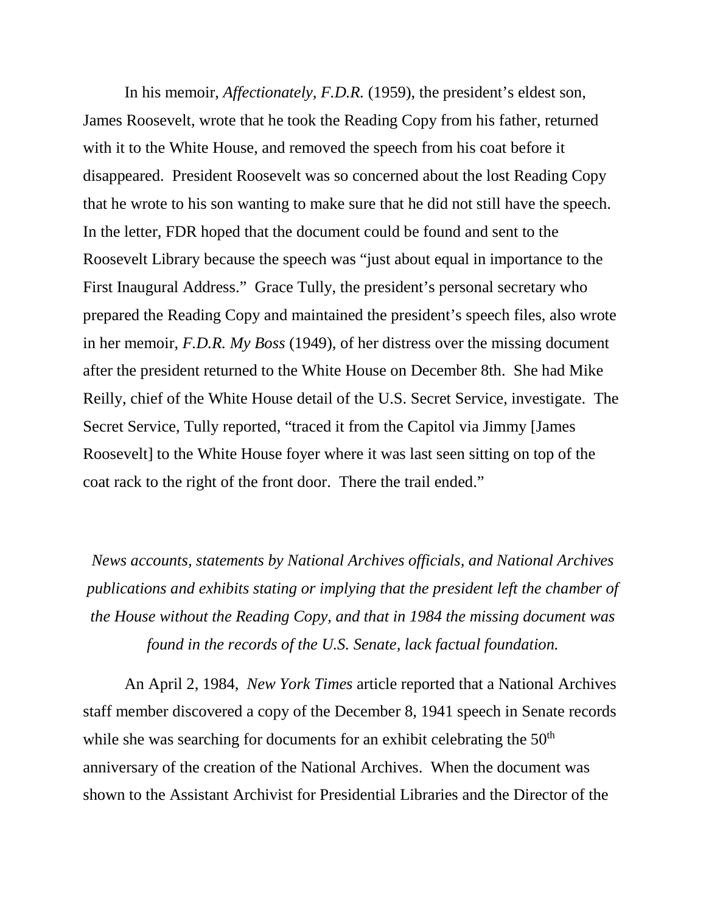In his memoir, *Affectionately, F.D.R.* (1959), the president's eldest son, James Roosevelt, wrote that he took the Reading Copy from his father, returned with it to the White House, and removed the speech from his coat before it disappeared. President Roosevelt was so concerned about the lost Reading Copy that he wrote to his son wanting to make sure that he did not still have the speech. In the letter, FDR hoped that the document could be found and sent to the Roosevelt Library because the speech was "just about equal in importance to the First Inaugural Address." Grace Tully, the president's personal secretary who prepared the Reading Copy and maintained the president's speech files, also wrote in her memoir, *F.D.R. My Boss* (1949), of her distress over the missing document after the president returned to the White House on December 8th. She had Mike Reilly, chief of the White House detail of the U.S. Secret Service, investigate. The Secret Service, Tully reported, "traced it from the Capitol via Jimmy [James Roosevelt] to the White House foyer where it was last seen sitting on top of the coat rack to the right of the front door. There the trail ended."

*News accounts, statements by National Archives officials, and National Archives publications and exhibits stating or implying that the president left the chamber of the House without the Reading Copy, and that in 1984 the missing document was found in the records of the U.S. Senate, lack factual foundation.*

An April 2, 1984, *New York Times* article reported that a National Archives staff member discovered a copy of the December 8, 1941 speech in Senate records while she was searching for documents for an exhibit celebrating the 50th anniversary of the creation of the National Archives. When the document was shown to the Assistant Archivist for Presidential Libraries and the Director of the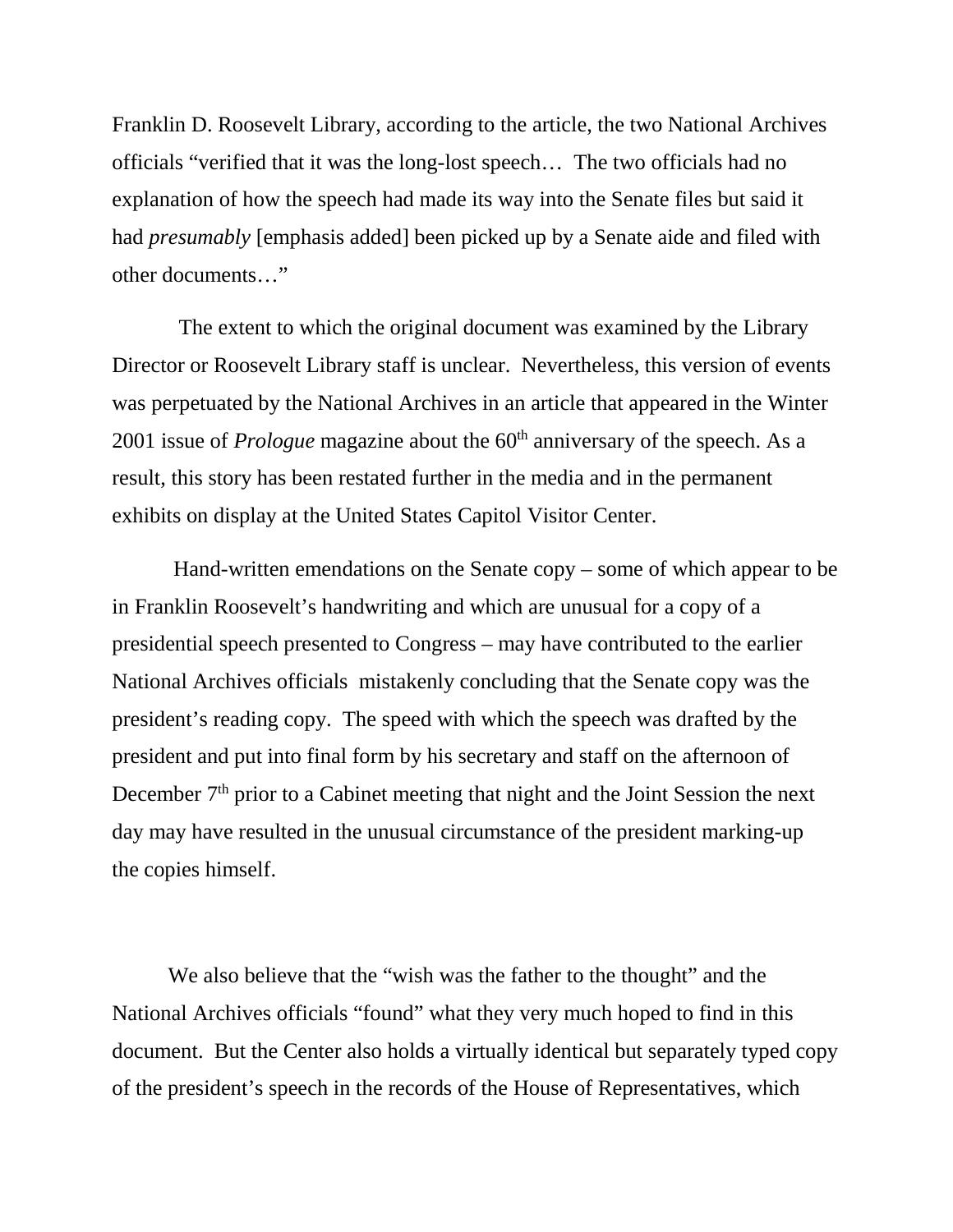Franklin D. Roosevelt Library, according to the article, the two National Archives officials "verified that it was the long-lost speech… The two officials had no explanation of how the speech had made its way into the Senate files but said it had *presumably* [emphasis added] been picked up by a Senate aide and filed with other documents…"

The extent to which the original document was examined by the Library Director or Roosevelt Library staff is unclear. Nevertheless, this version of events was perpetuated by the National Archives in an article that appeared in the Winter 2001 issue of *Prologue* magazine about the 60th anniversary of the speech. As a result, this story has been restated further in the media and in the permanent exhibits on display at the United States Capitol Visitor Center.

Hand-written emendations on the Senate copy – some of which appear to be in Franklin Roosevelt's handwriting and which are unusual for a copy of a presidential speech presented to Congress – may have contributed to the earlier National Archives officials mistakenly concluding that the Senate copy was the president's reading copy. The speed with which the speech was drafted by the president and put into final form by his secretary and staff on the afternoon of December 7th prior to a Cabinet meeting that night and the Joint Session the next day may have resulted in the unusual circumstance of the president marking-up the copies himself.

We also believe that the "wish was the father to the thought" and the National Archives officials "found" what they very much hoped to find in this document. But the Center also holds a virtually identical but separately typed copy of the president's speech in the records of the House of Representatives, which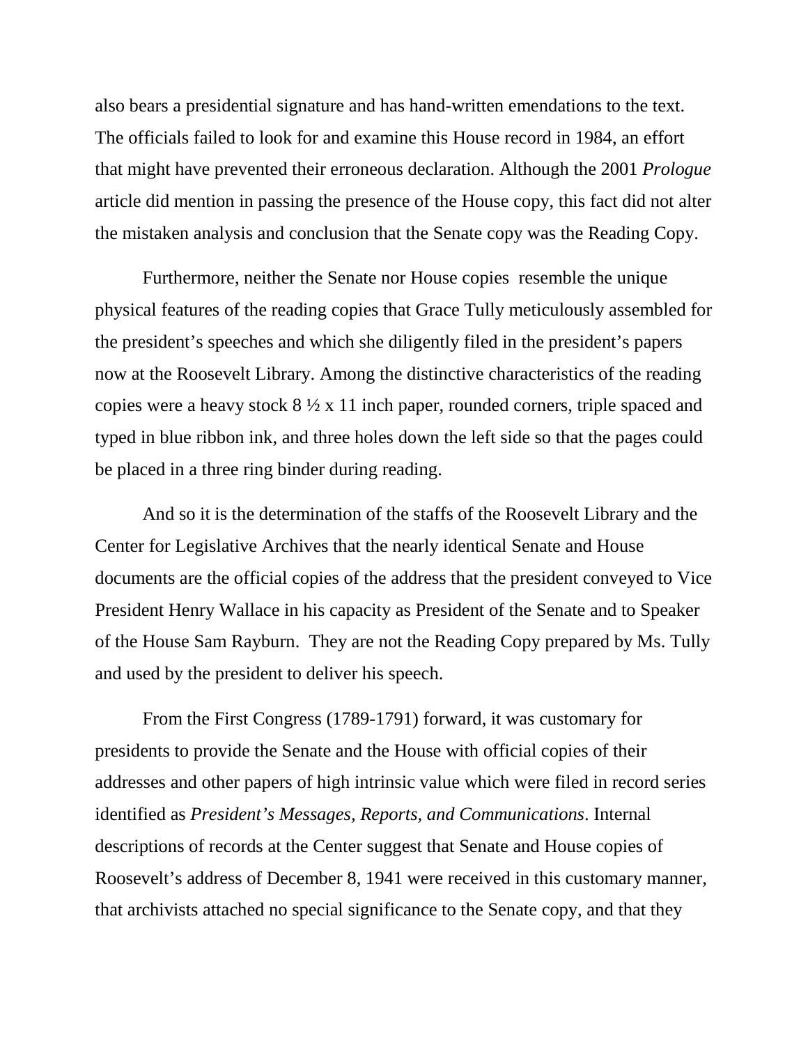also bears a presidential signature and has hand-written emendations to the text. The officials failed to look for and examine this House record in 1984, an effort that might have prevented their erroneous declaration. Although the 2001 *Prologue* article did mention in passing the presence of the House copy, this fact did not alter the mistaken analysis and conclusion that the Senate copy was the Reading Copy.

Furthermore, neither the Senate nor House copies resemble the unique physical features of the reading copies that Grace Tully meticulously assembled for the president's speeches and which she diligently filed in the president's papers now at the Roosevelt Library. Among the distinctive characteristics of the reading copies were a heavy stock 8 ½ x 11 inch paper, rounded corners, triple spaced and typed in blue ribbon ink, and three holes down the left side so that the pages could be placed in a three ring binder during reading.

And so it is the determination of the staffs of the Roosevelt Library and the Center for Legislative Archives that the nearly identical Senate and House documents are the official copies of the address that the president conveyed to Vice President Henry Wallace in his capacity as President of the Senate and to Speaker of the House Sam Rayburn. They are not the Reading Copy prepared by Ms. Tully and used by the president to deliver his speech.

From the First Congress (1789-1791) forward, it was customary for presidents to provide the Senate and the House with official copies of their addresses and other papers of high intrinsic value which were filed in record series identified as *President's Messages, Reports, and Communications*. Internal descriptions of records at the Center suggest that Senate and House copies of Roosevelt's address of December 8, 1941 were received in this customary manner, that archivists attached no special significance to the Senate copy, and that they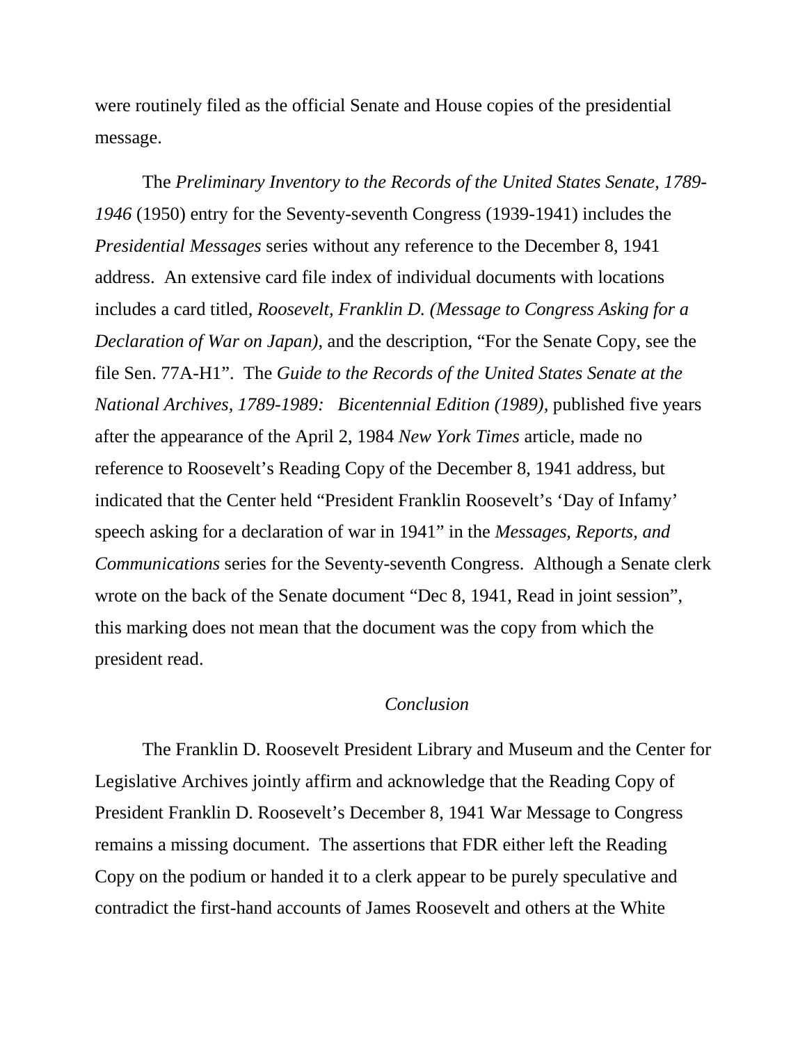were routinely filed as the official Senate and House copies of the presidential message.

The *Preliminary Inventory to the Records of the United States Senate, 1789-1946* (1950) entry for the Seventy-seventh Congress (1939-1941) includes the *Presidential Messages* series without any reference to the December 8, 1941 address. An extensive card file index of individual documents with locations includes a card titled, *Roosevelt, Franklin D. (Message to Congress Asking for a Declaration of War on Japan)*, and the description, "For the Senate Copy, see the file Sen. 77A-H1". The *Guide to the Records of the United States Senate at the National Archives, 1789-1989: Bicentennial Edition (1989)*, published five years after the appearance of the April 2, 1984 *New York Times* article, made no reference to Roosevelt's Reading Copy of the December 8, 1941 address, but indicated that the Center held "President Franklin Roosevelt's 'Day of Infamy' speech asking for a declaration of war in 1941" in the *Messages, Reports, and Communications* series for the Seventy-seventh Congress. Although a Senate clerk wrote on the back of the Senate document "Dec 8, 1941, Read in joint session", this marking does not mean that the document was the copy from which the president read.

*Conclusion*

The Franklin D. Roosevelt President Library and Museum and the Center for Legislative Archives jointly affirm and acknowledge that the Reading Copy of President Franklin D. Roosevelt's December 8, 1941 War Message to Congress remains a missing document. The assertions that FDR either left the Reading Copy on the podium or handed it to a clerk appear to be purely speculative and contradict the first-hand accounts of James Roosevelt and others at the White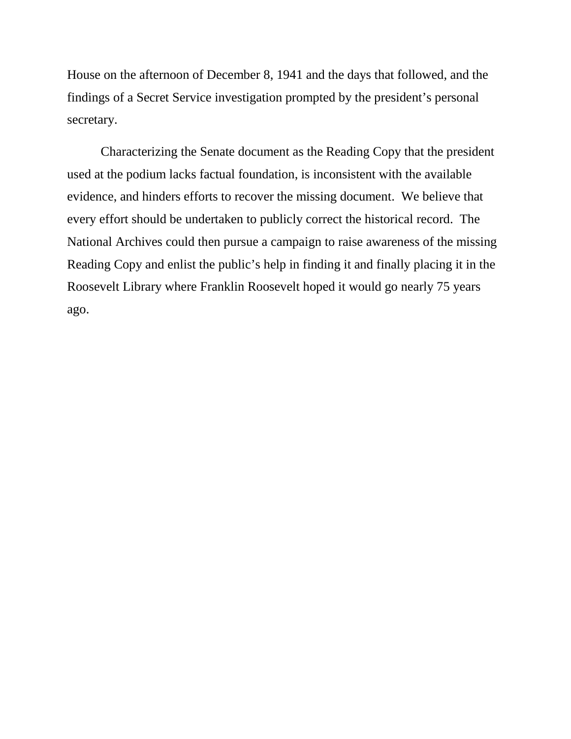House on the afternoon of December 8, 1941 and the days that followed, and the findings of a Secret Service investigation prompted by the president's personal secretary.

Characterizing the Senate document as the Reading Copy that the president used at the podium lacks factual foundation, is inconsistent with the available evidence, and hinders efforts to recover the missing document. We believe that every effort should be undertaken to publicly correct the historical record. The National Archives could then pursue a campaign to raise awareness of the missing Reading Copy and enlist the public's help in finding it and finally placing it in the Roosevelt Library where Franklin Roosevelt hoped it would go nearly 75 years ago.